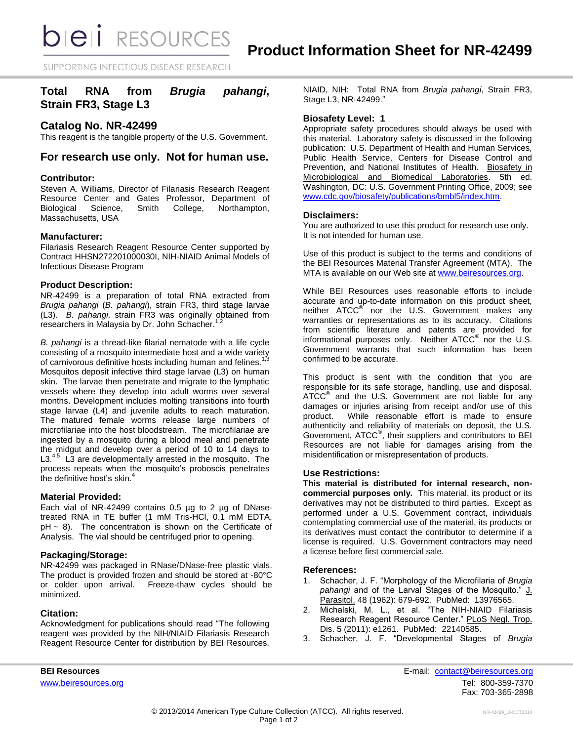# Product Information Sheet for NR-42499

## Total RNA from *Brugia pahangi*, Strain FR3, Stage L3

## Catalog No. NR-42499

This reagent is the tangible property of the U.S. Government.

## For research use only. Not for human use.

### Contributor:

Steven A. Williams, Director of Filariasis Research Reagent Resource Center and Gates Professor, Department of Biological Science, Smith College, Northampton, Massachusetts, USA

### Manufacturer:

Filariasis Research Reagent Resource Center supported by Contract HHSN272201000030I, NIH-NIAID Animal Models of Infectious Disease Program

### Product Description:

NR-42499 is a preparation of total RNA extracted from *Brugia pahangi* (*B. pahangi*), strain FR3, third stage larvae (L3). *B. pahangi,* strain FR3 was originally obtained from researchers in Malaysia by Dr. John Schacher.[1,2]

*B. pahangi* is a thread-like filarial nematode with a life cycle consisting of a mosquito intermediate host and a wide variety of carnivorous definitive hosts including human and felines.[1,3] Mosquitos deposit infective third stage larvae (L3) on human skin. The larvae then penetrate and migrate to the lymphatic vessels where they develop into adult worms over several months. Development includes molting transitions into fourth stage larvae (L4) and juvenile adults to reach maturation. The matured female worms release large numbers of microfilariae into the host bloodstream. The microfilariae are ingested by a mosquito during a blood meal and penetrate the midgut and develop over a period of 10 to 14 days to L3.[4,5] L3 are developmentally arrested in the mosquito. The process repeats when the mosquito's proboscis penetrates the definitive host's skin.[4]

### Material Provided:

Each vial of NR-42499 contains 0.5 µg to 2 µg of DNase-treated RNA in TE buffer (1 mM Tris-HCl, 0.1 mM EDTA, pH ~ 8). The concentration is shown on the Certificate of Analysis. The vial should be centrifuged prior to opening.

### Packaging/Storage:

NR-42499 was packaged in RNase/DNase-free plastic vials. The product is provided frozen and should be stored at -80°C or colder upon arrival. Freeze-thaw cycles should be minimized.

### Citation:

Acknowledgment for publications should read "The following reagent was provided by the NIH/NIAID Filariasis Research Reagent Resource Center for distribution by BEI Resources, NIAID, NIH: Total RNA from *Brugia pahangi*, Strain FR3, Stage L3, NR-42499."

### Biosafety Level: 1

Appropriate safety procedures should always be used with this material. Laboratory safety is discussed in the following publication: U.S. Department of Health and Human Services, Public Health Service, Centers for Disease Control and Prevention, and National Institutes of Health. Biosafety in Microbiological and Biomedical Laboratories. 5th ed. Washington, DC: U.S. Government Printing Office, 2009; see www.cdc.gov/biosafety/publications/bmbl5/index.htm.

### Disclaimers:

You are authorized to use this product for research use only. It is not intended for human use.

Use of this product is subject to the terms and conditions of the BEI Resources Material Transfer Agreement (MTA). The MTA is available on our Web site at www.beiresources.org.

While BEI Resources uses reasonable efforts to include accurate and up-to-date information on this product sheet, neither ATCC® nor the U.S. Government makes any warranties or representations as to its accuracy. Citations from scientific literature and patents are provided for informational purposes only. Neither ATCC® nor the U.S. Government warrants that such information has been confirmed to be accurate.

This product is sent with the condition that you are responsible for its safe storage, handling, use and disposal. ATCC® and the U.S. Government are not liable for any damages or injuries arising from receipt and/or use of this product. While reasonable effort is made to ensure authenticity and reliability of materials on deposit, the U.S. Government, ATCC®, their suppliers and contributors to BEI Resources are not liable for damages arising from the misidentification or misrepresentation of products.

### Use Restrictions:

**This material is distributed for internal research, non-commercial purposes only.** This material, its product or its derivatives may not be distributed to third parties. Except as performed under a U.S. Government contract, individuals contemplating commercial use of the material, its products or its derivatives must contact the contributor to determine if a license is required. U.S. Government contractors may need a license before first commercial sale.

### References:

1. Schacher, J. F. "Morphology of the Microfilaria of *Brugia pahangi* and of the Larval Stages of the Mosquito." J. Parasitol. 48 (1962): 679-692. PubMed: 13976565.
2. Michalski, M. L., et al. "The NIH-NIAID Filariasis Research Reagent Resource Center." PLoS Negl. Trop. Dis. 5 (2011): e1261. PubMed: 22140585.
3. Schacher, J. F. "Developmental Stages of *Brugia*

**BEI Resources**
www.beiresources.org

E-mail: contact@beiresources.org
Tel: 800-359-7370
Fax: 703-365-2898

© 2013/2014 American Type Culture Collection (ATCC). All rights reserved.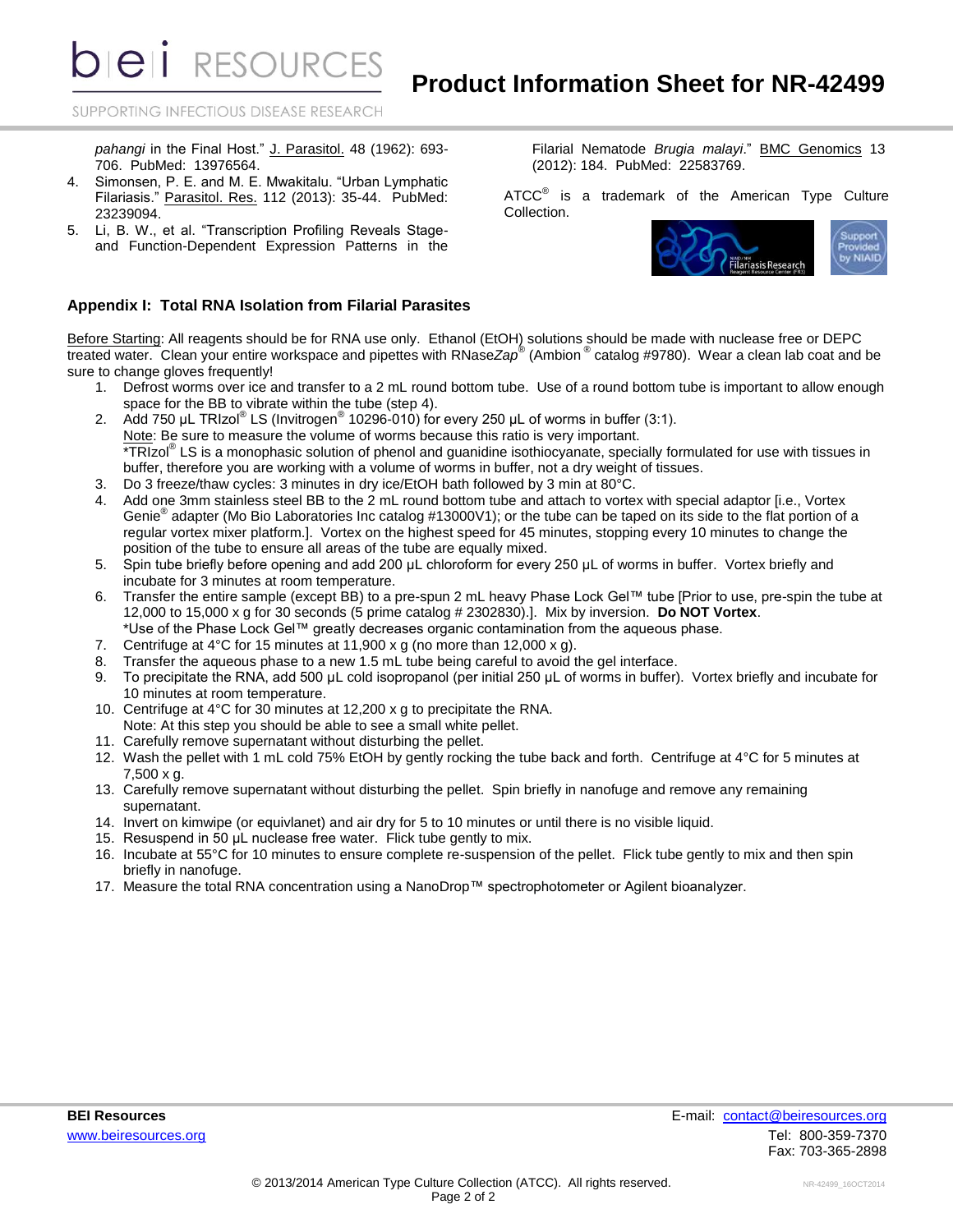*pahangi* in the Final Host." J. Parasitol. 48 (1962): 693-706. PubMed: 13976564.

4. Simonsen, P. E. and M. E. Mwakitalu. "Urban Lymphatic Filariasis." Parasitol. Res. 112 (2013): 35-44. PubMed: 23239094.
5. Li, B. W., et al. "Transcription Profiling Reveals Stage- and Function-Dependent Expression Patterns in the Filarial Nematode *Brugia malayi*." BMC Genomics 13 (2012): 184. PubMed: 22583769.

ATCC® is a trademark of the American Type Culture Collection.

## Appendix I: Total RNA Isolation from Filarial Parasites

Before Starting: All reagents should be for RNA use only. Ethanol (EtOH) solutions should be made with nuclease free or DEPC treated water. Clean your entire workspace and pipettes with RNase*Zap*® (Ambion ® catalog #9780). Wear a clean lab coat and be sure to change gloves frequently!

1. Defrost worms over ice and transfer to a 2 mL round bottom tube. Use of a round bottom tube is important to allow enough space for the BB to vibrate within the tube (step 4).
2. Add 750 µL TRIzol® LS (Invitrogen® 10296-010) for every 250 µL of worms in buffer (3:1).
   Note: Be sure to measure the volume of worms because this ratio is very important.
   *TRIzol® LS is a monophasic solution of phenol and guanidine isothiocyanate, specially formulated for use with tissues in buffer, therefore you are working with a volume of worms in buffer, not a dry weight of tissues.
3. Do 3 freeze/thaw cycles: 3 minutes in dry ice/EtOH bath followed by 3 min at 80°C.
4. Add one 3mm stainless steel BB to the 2 mL round bottom tube and attach to vortex with special adaptor [i.e., Vortex Genie® adapter (Mo Bio Laboratories Inc catalog #13000V1); or the tube can be taped on its side to the flat portion of a regular vortex mixer platform.]. Vortex on the highest speed for 45 minutes, stopping every 10 minutes to change the position of the tube to ensure all areas of the tube are equally mixed.
5. Spin tube briefly before opening and add 200 µL chloroform for every 250 µL of worms in buffer. Vortex briefly and incubate for 3 minutes at room temperature.
6. Transfer the entire sample (except BB) to a pre-spun 2 mL heavy Phase Lock Gel™ tube [Prior to use, pre-spin the tube at 12,000 to 15,000 x g for 30 seconds (5 prime catalog # 2302830).]. Mix by inversion. **Do NOT Vortex**.
   *Use of the Phase Lock Gel™ greatly decreases organic contamination from the aqueous phase.
7. Centrifuge at 4°C for 15 minutes at 11,900 x g (no more than 12,000 x g).
8. Transfer the aqueous phase to a new 1.5 mL tube being careful to avoid the gel interface.
9. To precipitate the RNA, add 500 µL cold isopropanol (per initial 250 µL of worms in buffer). Vortex briefly and incubate for 10 minutes at room temperature.
10. Centrifuge at 4°C for 30 minutes at 12,200 x g to precipitate the RNA.
    Note: At this step you should be able to see a small white pellet.
11. Carefully remove supernatant without disturbing the pellet.
12. Wash the pellet with 1 mL cold 75% EtOH by gently rocking the tube back and forth. Centrifuge at 4°C for 5 minutes at 7,500 x g.
13. Carefully remove supernatant without disturbing the pellet. Spin briefly in nanofuge and remove any remaining supernatant.
14. Invert on kimwipe (or equivlanet) and air dry for 5 to 10 minutes or until there is no visible liquid.
15. Resuspend in 50 µL nuclease free water. Flick tube gently to mix.
16. Incubate at 55°C for 10 minutes to ensure complete re-suspension of the pellet. Flick tube gently to mix and then spin briefly in nanofuge.
17. Measure the total RNA concentration using a NanoDrop™ spectrophotometer or Agilent bioanalyzer.